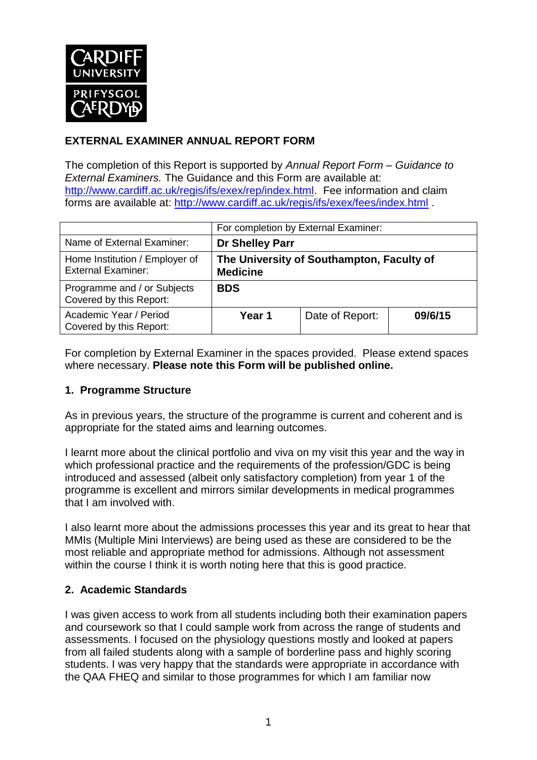**EXTERNAL EXAMINER ANNUAL REPORT FORM**

The completion of this Report is supported by *Annual Report Form – Guidance to External Examiners.* The Guidance and this Form are available at: http://www.cardiff.ac.uk/regis/ifs/exex/rep/index.html. Fee information and claim forms are available at: http://www.cardiff.ac.uk/regis/ifs/exex/fees/index.html .

| | For completion by External Examiner: | | |
|---|---|---|---|
| Name of External Examiner: | **Dr Shelley Parr** | | |
| Home Institution / Employer of External Examiner: | **The University of Southampton, Faculty of Medicine** | | |
| Programme and / or Subjects Covered by this Report: | **BDS** | | |
| Academic Year / Period Covered by this Report: | **Year 1** | Date of Report: | **09/6/15** |

For completion by External Examiner in the spaces provided. Please extend spaces where necessary. **Please note this Form will be published online.**

## 1. Programme Structure

As in previous years, the structure of the programme is current and coherent and is appropriate for the stated aims and learning outcomes.

I learnt more about the clinical portfolio and viva on my visit this year and the way in which professional practice and the requirements of the profession/GDC is being introduced and assessed (albeit only satisfactory completion) from year 1 of the programme is excellent and mirrors similar developments in medical programmes that I am involved with.

I also learnt more about the admissions processes this year and its great to hear that MMIs (Multiple Mini Interviews) are being used as these are considered to be the most reliable and appropriate method for admissions. Although not assessment within the course I think it is worth noting here that this is good practice.

## 2. Academic Standards

I was given access to work from all students including both their examination papers and coursework so that I could sample work from across the range of students and assessments. I focused on the physiology questions mostly and looked at papers from all failed students along with a sample of borderline pass and highly scoring students. I was very happy that the standards were appropriate in accordance with the QAA FHEQ and similar to those programmes for which I am familiar now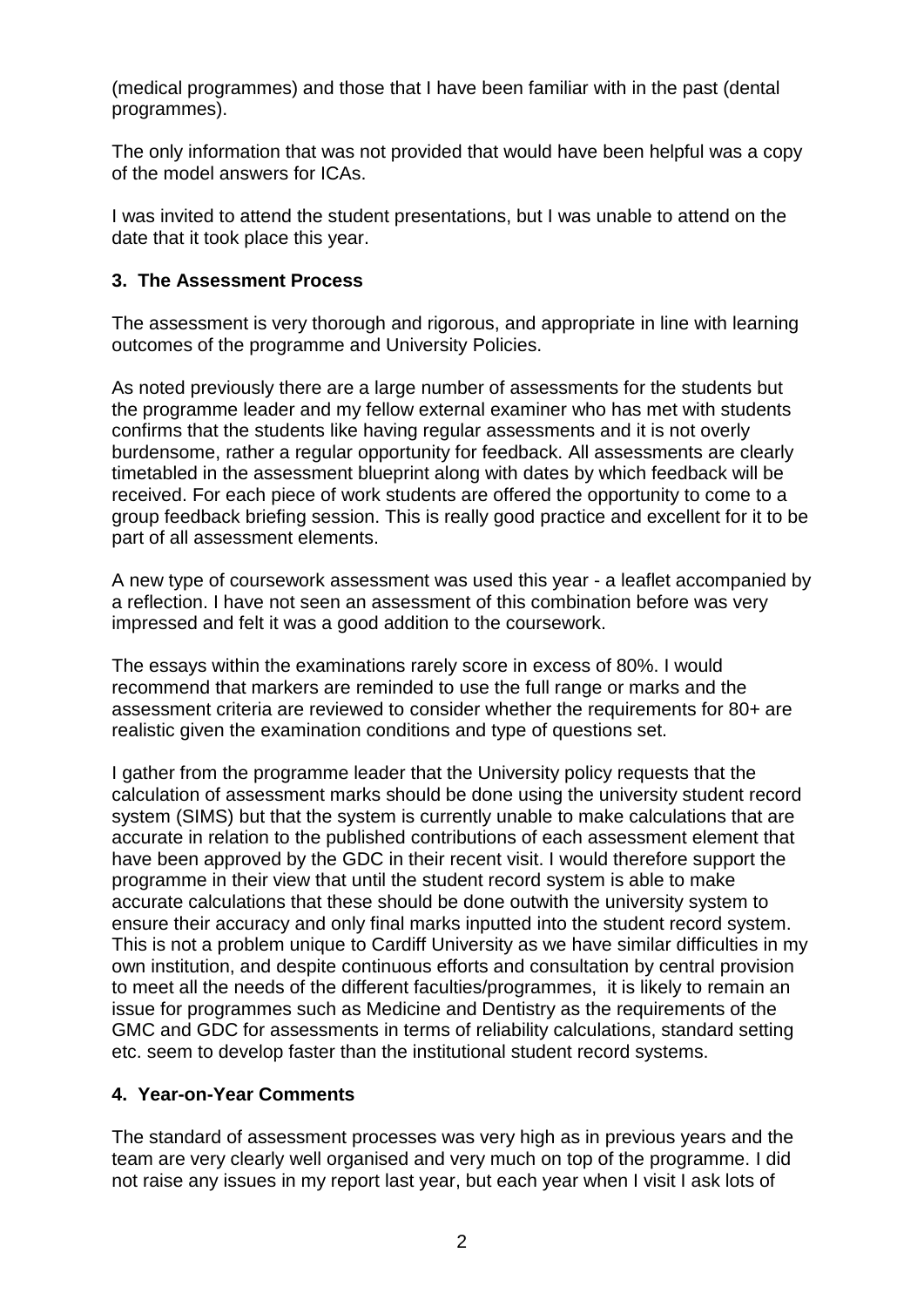(medical programmes) and those that I have been familiar with in the past (dental programmes).

The only information that was not provided that would have been helpful was a copy of the model answers for ICAs.

I was invited to attend the student presentations, but I was unable to attend on the date that it took place this year.

## 3. The Assessment Process

The assessment is very thorough and rigorous, and appropriate in line with learning outcomes of the programme and University Policies.

As noted previously there are a large number of assessments for the students but the programme leader and my fellow external examiner who has met with students confirms that the students like having regular assessments and it is not overly burdensome, rather a regular opportunity for feedback. All assessments are clearly timetabled in the assessment blueprint along with dates by which feedback will be received. For each piece of work students are offered the opportunity to come to a group feedback briefing session. This is really good practice and excellent for it to be part of all assessment elements.

A new type of coursework assessment was used this year - a leaflet accompanied by a reflection. I have not seen an assessment of this combination before was very impressed and felt it was a good addition to the coursework.

The essays within the examinations rarely score in excess of 80%. I would recommend that markers are reminded to use the full range or marks and the assessment criteria are reviewed to consider whether the requirements for 80+ are realistic given the examination conditions and type of questions set.

I gather from the programme leader that the University policy requests that the calculation of assessment marks should be done using the university student record system (SIMS) but that the system is currently unable to make calculations that are accurate in relation to the published contributions of each assessment element that have been approved by the GDC in their recent visit. I would therefore support the programme in their view that until the student record system is able to make accurate calculations that these should be done outwith the university system to ensure their accuracy and only final marks inputted into the student record system. This is not a problem unique to Cardiff University as we have similar difficulties in my own institution, and despite continuous efforts and consultation by central provision to meet all the needs of the different faculties/programmes, it is likely to remain an issue for programmes such as Medicine and Dentistry as the requirements of the GMC and GDC for assessments in terms of reliability calculations, standard setting etc. seem to develop faster than the institutional student record systems.

## 4. Year-on-Year Comments

The standard of assessment processes was very high as in previous years and the team are very clearly well organised and very much on top of the programme. I did not raise any issues in my report last year, but each year when I visit I ask lots of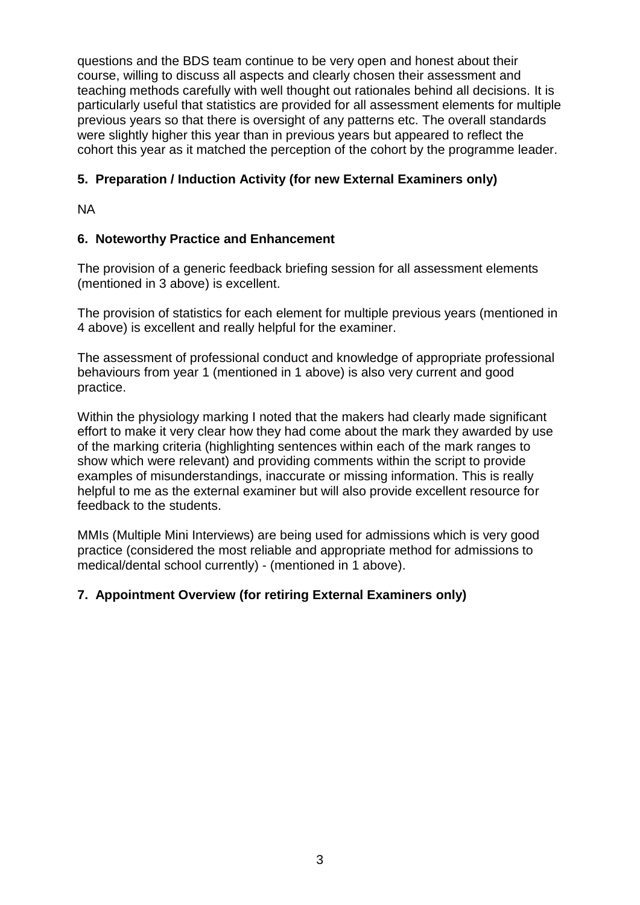questions and the BDS team continue to be very open and honest about their course, willing to discuss all aspects and clearly chosen their assessment and teaching methods carefully with well thought out rationales behind all decisions. It is particularly useful that statistics are provided for all assessment elements for multiple previous years so that there is oversight of any patterns etc. The overall standards were slightly higher this year than in previous years but appeared to reflect the cohort this year as it matched the perception of the cohort by the programme leader.

## 5. Preparation / Induction Activity (for new External Examiners only)

NA

## 6. Noteworthy Practice and Enhancement

The provision of a generic feedback briefing session for all assessment elements (mentioned in 3 above) is excellent.

The provision of statistics for each element for multiple previous years (mentioned in 4 above) is excellent and really helpful for the examiner.

The assessment of professional conduct and knowledge of appropriate professional behaviours from year 1 (mentioned in 1 above) is also very current and good practice.

Within the physiology marking I noted that the makers had clearly made significant effort to make it very clear how they had come about the mark they awarded by use of the marking criteria (highlighting sentences within each of the mark ranges to show which were relevant) and providing comments within the script to provide examples of misunderstandings, inaccurate or missing information. This is really helpful to me as the external examiner but will also provide excellent resource for feedback to the students.

MMIs (Multiple Mini Interviews) are being used for admissions which is very good practice (considered the most reliable and appropriate method for admissions to medical/dental school currently) - (mentioned in 1 above).

## 7. Appointment Overview (for retiring External Examiners only)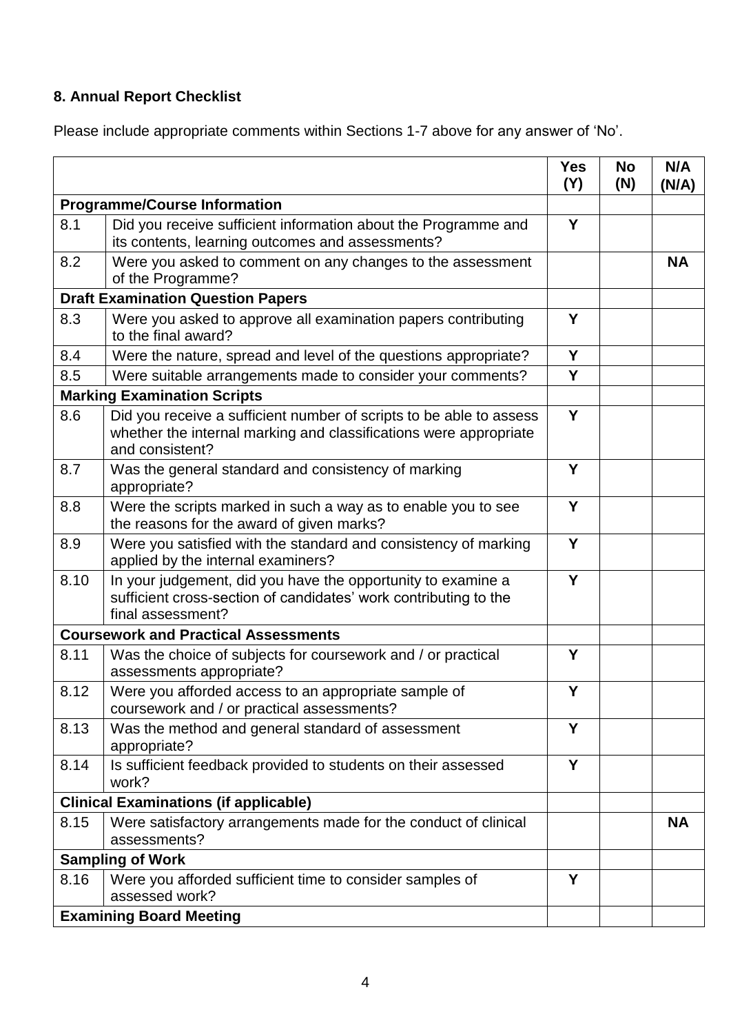## 8. Annual Report Checklist

Please include appropriate comments within Sections 1-7 above for any answer of ‘No’.

| | | Yes (Y) | No (N) | N/A (N/A) |
|---|---|---|---|---|
| **Programme/Course Information** | | | | |
| 8.1 | Did you receive sufficient information about the Programme and its contents, learning outcomes and assessments? | **Y** | | |
| 8.2 | Were you asked to comment on any changes to the assessment of the Programme? | | | **NA** |
| **Draft Examination Question Papers** | | | | |
| 8.3 | Were you asked to approve all examination papers contributing to the final award? | **Y** | | |
| 8.4 | Were the nature, spread and level of the questions appropriate? | **Y** | | |
| 8.5 | Were suitable arrangements made to consider your comments? | **Y** | | |
| **Marking Examination Scripts** | | | | |
| 8.6 | Did you receive a sufficient number of scripts to be able to assess whether the internal marking and classifications were appropriate and consistent? | **Y** | | |
| 8.7 | Was the general standard and consistency of marking appropriate? | **Y** | | |
| 8.8 | Were the scripts marked in such a way as to enable you to see the reasons for the award of given marks? | **Y** | | |
| 8.9 | Were you satisfied with the standard and consistency of marking applied by the internal examiners? | **Y** | | |
| 8.10 | In your judgement, did you have the opportunity to examine a sufficient cross-section of candidates’ work contributing to the final assessment? | **Y** | | |
| **Coursework and Practical Assessments** | | | | |
| 8.11 | Was the choice of subjects for coursework and / or practical assessments appropriate? | **Y** | | |
| 8.12 | Were you afforded access to an appropriate sample of coursework and / or practical assessments? | **Y** | | |
| 8.13 | Was the method and general standard of assessment appropriate? | **Y** | | |
| 8.14 | Is sufficient feedback provided to students on their assessed work? | **Y** | | |
| **Clinical Examinations (if applicable)** | | | | |
| 8.15 | Were satisfactory arrangements made for the conduct of clinical assessments? | | | **NA** |
| **Sampling of Work** | | | | |
| 8.16 | Were you afforded sufficient time to consider samples of assessed work? | **Y** | | |
| **Examining Board Meeting** | | | | |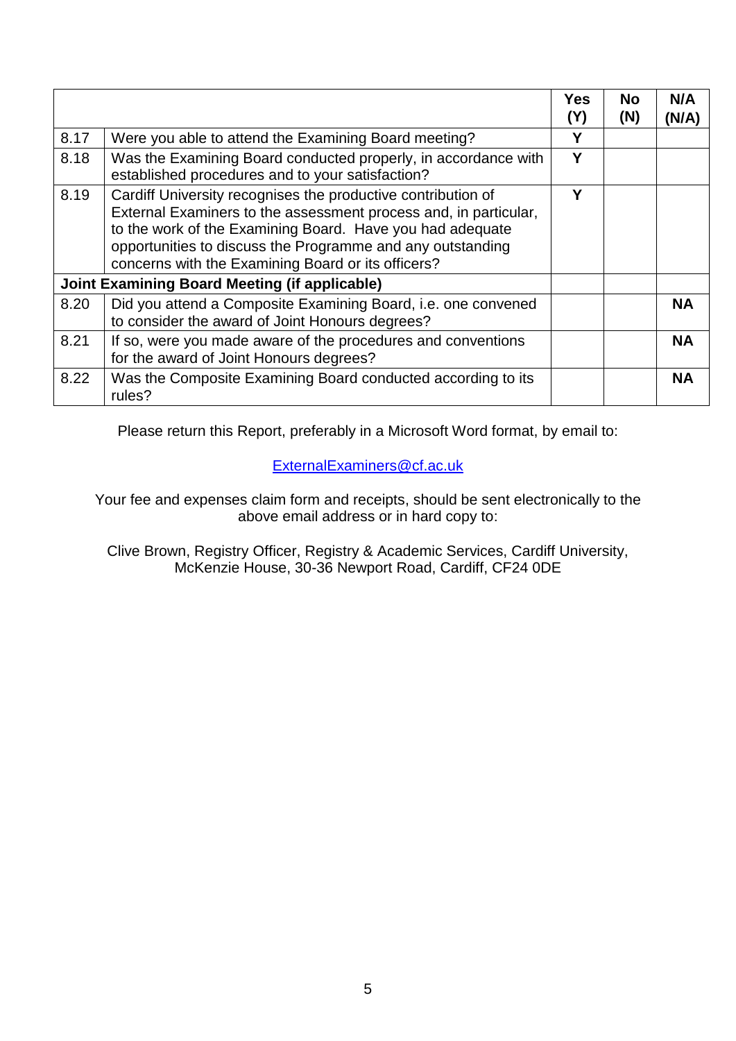| | | Yes (Y) | No (N) | N/A (N/A) |
|---|---|---|---|---|
| 8.17 | Were you able to attend the Examining Board meeting? | Y | | |
| 8.18 | Was the Examining Board conducted properly, in accordance with established procedures and to your satisfaction? | Y | | |
| 8.19 | Cardiff University recognises the productive contribution of External Examiners to the assessment process and, in particular, to the work of the Examining Board. Have you had adequate opportunities to discuss the Programme and any outstanding concerns with the Examining Board or its officers? | Y | | |
| **Joint Examining Board Meeting (if applicable)** | | | | |
| 8.20 | Did you attend a Composite Examining Board, i.e. one convened to consider the award of Joint Honours degrees? | | | **NA** |
| 8.21 | If so, were you made aware of the procedures and conventions for the award of Joint Honours degrees? | | | **NA** |
| 8.22 | Was the Composite Examining Board conducted according to its rules? | | | **NA** |

Please return this Report, preferably in a Microsoft Word format, by email to:

ExternalExaminers@cf.ac.uk

Your fee and expenses claim form and receipts, should be sent electronically to the above email address or in hard copy to:

Clive Brown, Registry Officer, Registry & Academic Services, Cardiff University, McKenzie House, 30-36 Newport Road, Cardiff, CF24 0DE